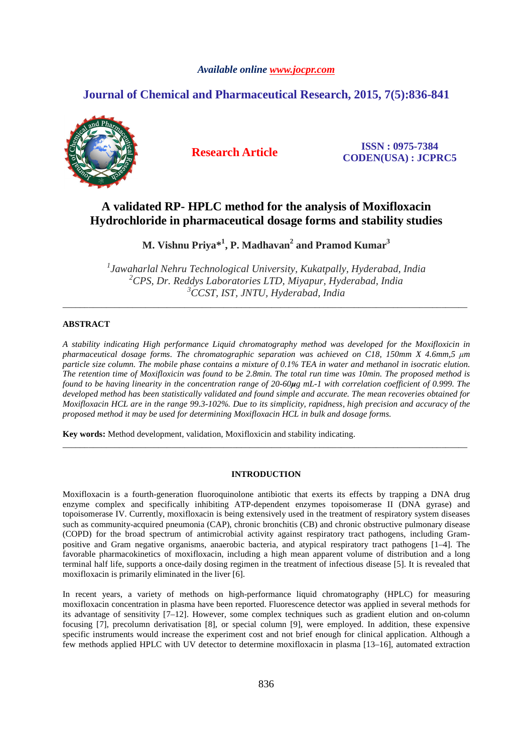*Available online www.jocpr.com*

## Journal of Chemical and Pharmaceutical Research, 2015, 7(5):836-841

**Research Article**

**ISSN : 0975-7384**
**CODEN(USA) : JCPRC5**

# A validated RP- HPLC method for the analysis of Moxifloxacin Hydrochloride in pharmaceutical dosage forms and stability studies

**M. Vishnu Priya*[1], P. Madhavan[2] and Pramod Kumar[3]**

*[1]Jawaharlal Nehru Technological University, Kukatpally, Hyderabad, India*
*[2]CPS, Dr. Reddys Laboratories LTD, Miyapur, Hyderabad, India*
*[3]CCST, IST, JNTU, Hyderabad, India*

---

## ABSTRACT

*A stability indicating High performance Liquid chromatography method was developed for the Moxifloxicin in pharmaceutical dosage forms. The chromatographic separation was achieved on C18, 150mm X 4.6mm,5 μm particle size column. The mobile phase contains a mixture of 0.1% TEA in water and methanol in isocratic elution. The retention time of Moxifloxicin was found to be 2.8min. The total run time was 10min. The proposed method is found to be having linearity in the concentration range of 20-60μg mL-1 with correlation coefficient of 0.999. The developed method has been statistically validated and found simple and accurate. The mean recoveries obtained for Moxifloxacin HCL are in the range 99.3-102%. Due to its simplicity, rapidness, high precision and accuracy of the proposed method it may be used for determining Moxifloxacin HCL in bulk and dosage forms.*

**Key words:** Method development, validation, Moxifloxicin and stability indicating.

---

## INTRODUCTION

Moxifloxacin is a fourth-generation fluoroquinolone antibiotic that exerts its effects by trapping a DNA drug enzyme complex and specifically inhibiting ATP-dependent enzymes topoisomerase II (DNA gyrase) and topoisomerase IV. Currently, moxifloxacin is being extensively used in the treatment of respiratory system diseases such as community-acquired pneumonia (CAP), chronic bronchitis (CB) and chronic obstructive pulmonary disease (COPD) for the broad spectrum of antimicrobial activity against respiratory tract pathogens, including Gram-positive and Gram negative organisms, anaerobic bacteria, and atypical respiratory tract pathogens [1–4]. The favorable pharmacokinetics of moxifloxacin, including a high mean apparent volume of distribution and a long terminal half life, supports a once-daily dosing regimen in the treatment of infectious disease [5]. It is revealed that moxifloxacin is primarily eliminated in the liver [6].

In recent years, a variety of methods on high-performance liquid chromatography (HPLC) for measuring moxifloxacin concentration in plasma have been reported. Fluorescence detector was applied in several methods for its advantage of sensitivity [7–12]. However, some complex techniques such as gradient elution and on-column focusing [7], precolumn derivatisation [8], or special column [9], were employed. In addition, these expensive specific instruments would increase the experiment cost and not brief enough for clinical application. Although a few methods applied HPLC with UV detector to determine moxifloxacin in plasma [13–16], automated extraction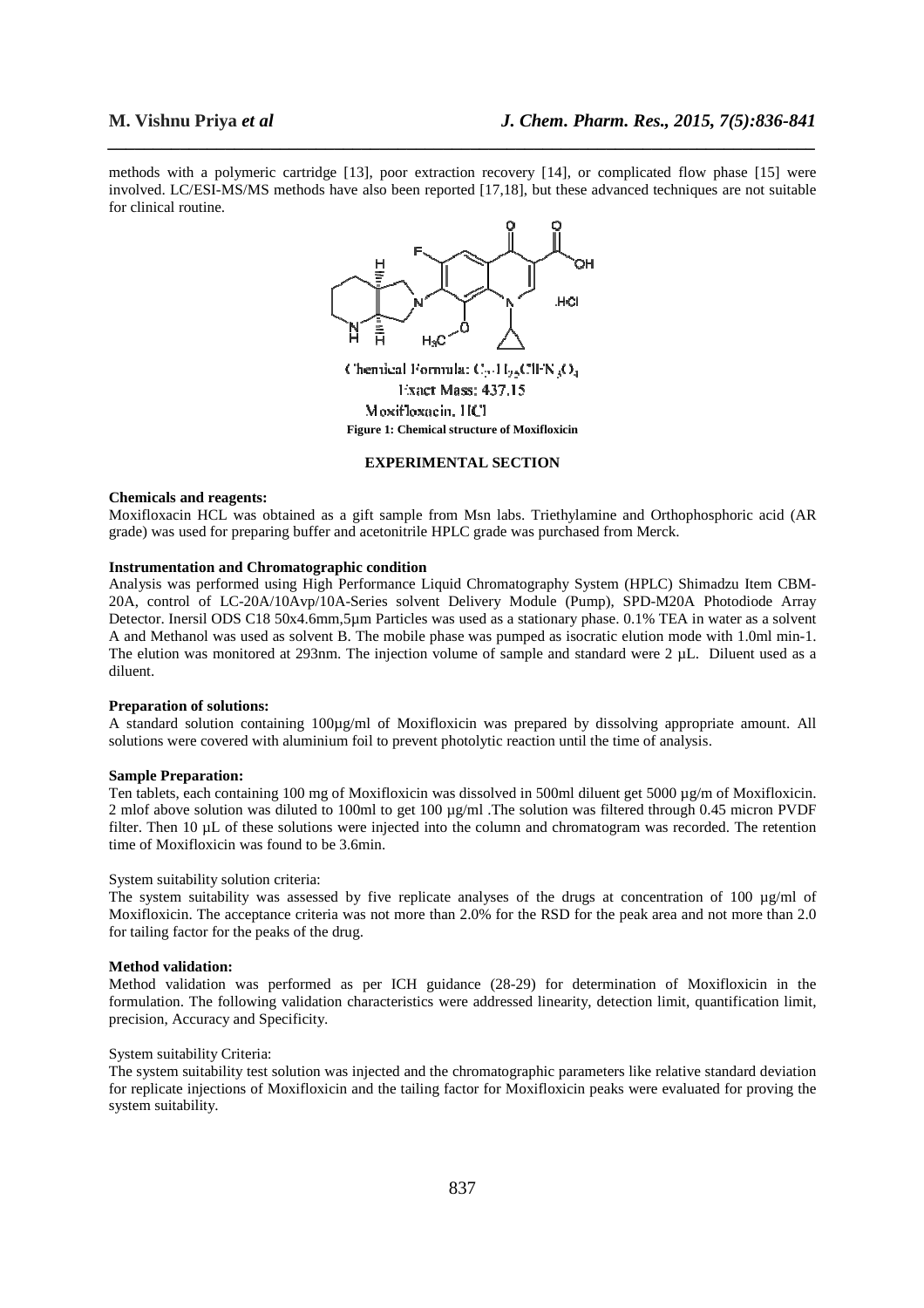methods with a polymeric cartridge [13], poor extraction recovery [14], or complicated flow phase [15] were involved. LC/ESI-MS/MS methods have also been reported [17,18], but these advanced techniques are not suitable for clinical routine.

Chemical Formula: $C_{21}H_{25}ClFN_3O_4$
Exact Mass: 437.15
Moxifloxacin, HCl

**Figure 1: Chemical structure of Moxifloxicin**

## EXPERIMENTAL SECTION

**Chemicals and reagents:**
Moxifloxacin HCL was obtained as a gift sample from Msn labs. Triethylamine and Orthophosphoric acid (AR grade) was used for preparing buffer and acetonitrile HPLC grade was purchased from Merck.

**Instrumentation and Chromatographic condition**
Analysis was performed using High Performance Liquid Chromatography System (HPLC) Shimadzu Item CBM-20A, control of LC-20A/10Avp/10A-Series solvent Delivery Module (Pump), SPD-M20A Photodiode Array Detector. Inersil ODS C18 50x4.6mm,5μm Particles was used as a stationary phase. 0.1% TEA in water as a solvent A and Methanol was used as solvent B. The mobile phase was pumped as isocratic elution mode with 1.0ml min-1. The elution was monitored at 293nm. The injection volume of sample and standard were 2 μL. Diluent used as a diluent.

**Preparation of solutions:**
A standard solution containing 100μg/ml of Moxifloxicin was prepared by dissolving appropriate amount. All solutions were covered with aluminium foil to prevent photolytic reaction until the time of analysis.

**Sample Preparation:**
Ten tablets, each containing 100 mg of Moxifloxicin was dissolved in 500ml diluent get 5000 μg/m of Moxifloxicin. 2 mlof above solution was diluted to 100ml to get 100 μg/ml .The solution was filtered through 0.45 micron PVDF filter. Then 10 μL of these solutions were injected into the column and chromatogram was recorded. The retention time of Moxifloxicin was found to be 3.6min.

System suitability solution criteria:
The system suitability was assessed by five replicate analyses of the drugs at concentration of 100 μg/ml of Moxifloxicin. The acceptance criteria was not more than 2.0% for the RSD for the peak area and not more than 2.0 for tailing factor for the peaks of the drug.

**Method validation:**
Method validation was performed as per ICH guidance (28-29) for determination of Moxifloxicin in the formulation. The following validation characteristics were addressed linearity, detection limit, quantification limit, precision, Accuracy and Specificity.

System suitability Criteria:
The system suitability test solution was injected and the chromatographic parameters like relative standard deviation for replicate injections of Moxifloxicin and the tailing factor for Moxifloxicin peaks were evaluated for proving the system suitability.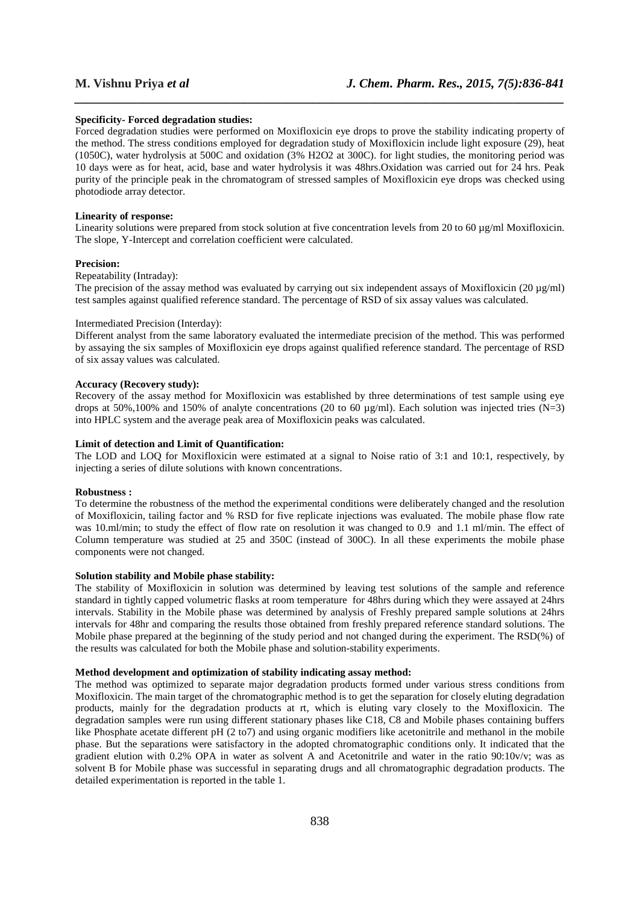### Specificity- Forced degradation studies:

Forced degradation studies were performed on Moxifloxicin eye drops to prove the stability indicating property of the method. The stress conditions employed for degradation study of Moxifloxicin include light exposure (29), heat (1050C), water hydrolysis at 500C and oxidation (3% $H_2O_2$ at 300C). for light studies, the monitoring period was 10 days were as for heat, acid, base and water hydrolysis it was 48hrs.Oxidation was carried out for 24 hrs. Peak purity of the principle peak in the chromatogram of stressed samples of Moxifloxicin eye drops was checked using photodiode array detector.

### Linearity of response:

Linearity solutions were prepared from stock solution at five concentration levels from 20 to 60 µg/ml Moxifloxicin. The slope, Y-Intercept and correlation coefficient were calculated.

### Precision:

Repeatability (Intraday):

The precision of the assay method was evaluated by carrying out six independent assays of Moxifloxicin (20 µg/ml) test samples against qualified reference standard. The percentage of RSD of six assay values was calculated.

Intermediated Precision (Interday):

Different analyst from the same laboratory evaluated the intermediate precision of the method. This was performed by assaying the six samples of Moxifloxicin eye drops against qualified reference standard. The percentage of RSD of six assay values was calculated.

### Accuracy (Recovery study):

Recovery of the assay method for Moxifloxicin was established by three determinations of test sample using eye drops at 50%,100% and 150% of analyte concentrations (20 to 60 µg/ml). Each solution was injected tries (N=3) into HPLC system and the average peak area of Moxifloxicin peaks was calculated.

### Limit of detection and Limit of Quantification:

The LOD and LOQ for Moxifloxicin were estimated at a signal to Noise ratio of 3:1 and 10:1, respectively, by injecting a series of dilute solutions with known concentrations.

### Robustness :

To determine the robustness of the method the experimental conditions were deliberately changed and the resolution of Moxifloxicin, tailing factor and % RSD for five replicate injections was evaluated. The mobile phase flow rate was 10.ml/min; to study the effect of flow rate on resolution it was changed to 0.9 and 1.1 ml/min. The effect of Column temperature was studied at 25 and 350C (instead of 300C). In all these experiments the mobile phase components were not changed.

### Solution stability and Mobile phase stability:

The stability of Moxifloxicin in solution was determined by leaving test solutions of the sample and reference standard in tightly capped volumetric flasks at room temperature for 48hrs during which they were assayed at 24hrs intervals. Stability in the Mobile phase was determined by analysis of Freshly prepared sample solutions at 24hrs intervals for 48hr and comparing the results those obtained from freshly prepared reference standard solutions. The Mobile phase prepared at the beginning of the study period and not changed during the experiment. The RSD(%) of the results was calculated for both the Mobile phase and solution-stability experiments.

### Method development and optimization of stability indicating assay method:

The method was optimized to separate major degradation products formed under various stress conditions from Moxifloxicin. The main target of the chromatographic method is to get the separation for closely eluting degradation products, mainly for the degradation products at rt, which is eluting vary closely to the Moxifloxicin. The degradation samples were run using different stationary phases like C18, C8 and Mobile phases containing buffers like Phosphate acetate different pH (2 to7) and using organic modifiers like acetonitrile and methanol in the mobile phase. But the separations were satisfactory in the adopted chromatographic conditions only. It indicated that the gradient elution with 0.2% OPA in water as solvent A and Acetonitrile and water in the ratio 90:10v/v; was as solvent B for Mobile phase was successful in separating drugs and all chromatographic degradation products. The detailed experimentation is reported in the table 1.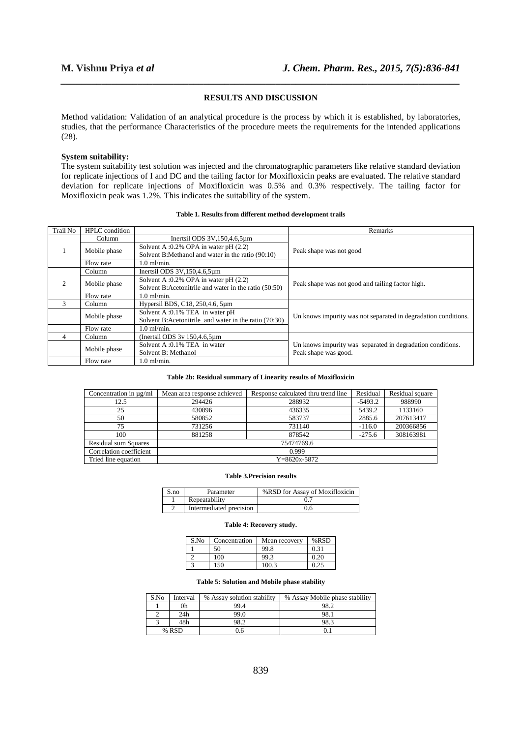## RESULTS AND DISCUSSION

Method validation: Validation of an analytical procedure is the process by which it is established, by laboratories, studies, that the performance Characteristics of the procedure meets the requirements for the intended applications (28).

**System suitability:**

The system suitability test solution was injected and the chromatographic parameters like relative standard deviation for replicate injections of I and DC and the tailing factor for Moxifloxicin peaks are evaluated. The relative standard deviation for replicate injections of Moxifloxicin was 0.5% and 0.3% respectively. The tailing factor for Moxifloxicin peak was 1.2%. This indicates the suitability of the system.

**Table 1. Results from different method development trails**

| Trail No | HPLC condition | | Remarks |
|---|---|---|---|
| 1 | Column | Inertsil ODS 3V,150,4.6,5μm | Peak shape was not good |
| | Mobile phase | Solvent A :0.2% OPA in water pH (2.2) Solvent B:Methanol and water in the ratio (90:10) | |
| | Flow rate | 1.0 ml/min. | |
| 2 | Column | Inertsil ODS 3V,150,4.6,5μm | Peak shape was not good and tailing factor high. |
| | Mobile phase | Solvent A :0.2% OPA in water pH (2.2) Solvent B:Acetonitrile and water in the ratio (50:50) | |
| | Flow rate | 1.0 ml/min. | |
| 3 | Column | Hypersil BDS, C18, 250,4.6, 5μm | Un knows impurity was not separated in degradation conditions. |
| | Mobile phase | Solvent A :0.1% TEA in water pH Solvent B:Acetonitrile and water in the ratio (70:30) | |
| | Flow rate | 1.0 ml/min. | |
| 4 | Column | (Inertsil ODS 3v 150,4.6,5μm | Un knows impurity was separated in degradation conditions. Peak shape was good. |
| | Mobile phase | Solvent A :0.1% TEA in water Solvent B: Methanol | |
| | Flow rate | 1.0 ml/min. | |

**Table 2b: Residual summary of Linearity results of Moxifloxicin**

| Concentration in μg/ml | Mean area response achieved | Response calculated thru trend line | Residual | Residual square |
|---|---|---|---|---|
| 12.5 | 294426 | 288932 | -5493.2 | 988990 |
| 25 | 430896 | 436335 | 5439.2 | 1133160 |
| 50 | 580852 | 583737 | 2885.6 | 207613417 |
| 75 | 731256 | 731140 | -116.0 | 200366856 |
| 100 | 881258 | 878542 | -275.6 | 308163981 |
| Residual sum Squares | 75474769.6 | | | |
| Correlation coefficient | 0.999 | | | |
| Tried line equation | Y=8620x-5872 | | | |

**Table 3.Precision results**

| S.no | Parameter | %RSD for Assay of Moxifloxicin |
|---|---|---|
| 1 | Repeatability | 0.7 |
| 2 | Intermediated precision | 0.6 |

**Table 4: Recovery study.**

| S.No | Concentration | Mean recovery | %RSD |
|---|---|---|---|
| 1 | 50 | 99.8 | 0.31 |
| 2 | 100 | 99.3 | 0.20 |
| 3 | 150 | 100.3 | 0.25 |

**Table 5: Solution and Mobile phase stability**

| S.No | Interval | % Assay solution stability | % Assay Mobile phase stability |
|---|---|---|---|
| 1 | 0h | 99.4 | 98.2 |
| 2 | 24h | 99.0 | 98.1 |
| 3 | 48h | 98.2 | 98.3 |
| % RSD | | 0.6 | 0.1 |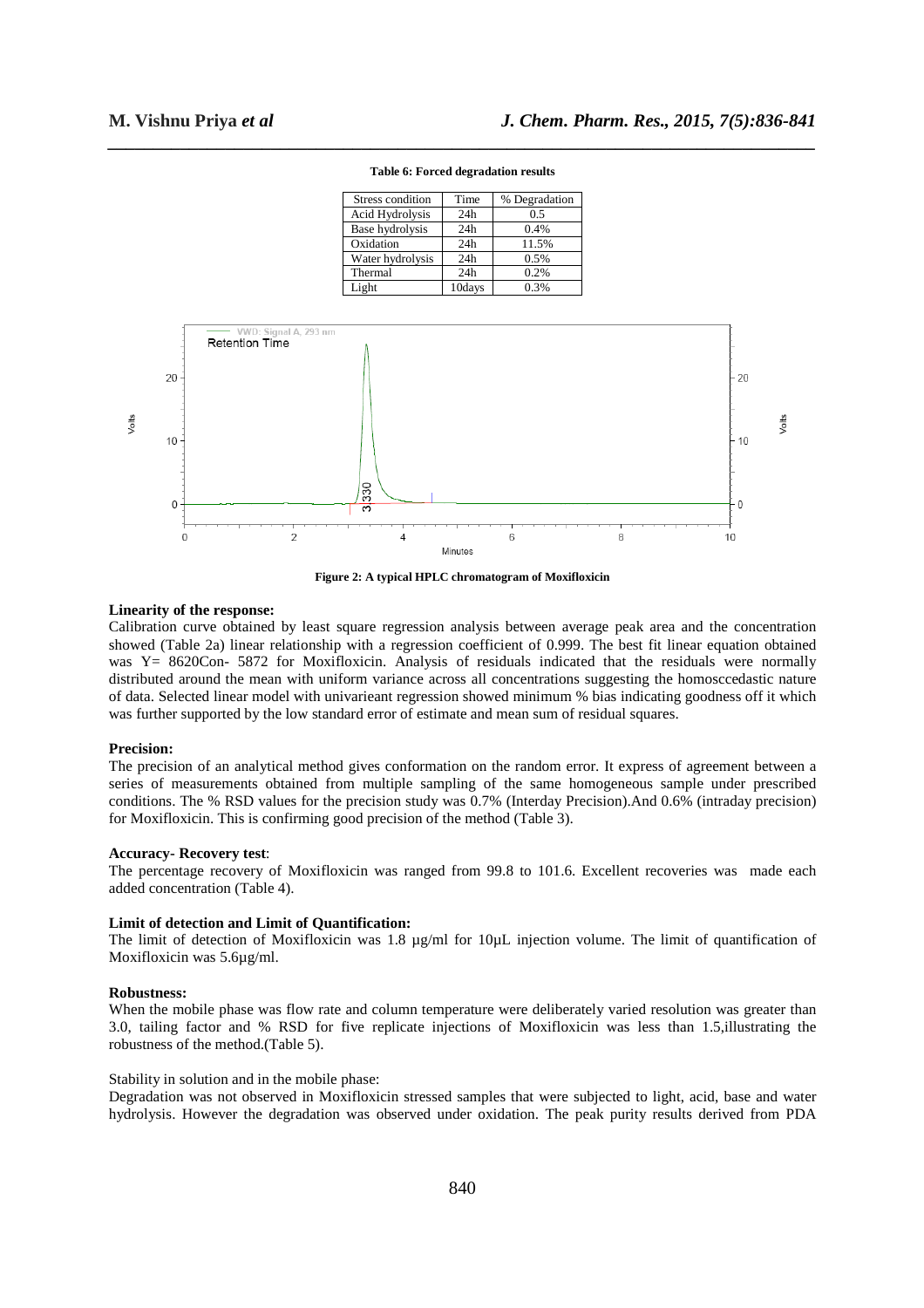**Table 6: Forced degradation results**

| Stress condition | Time | % Degradation |
|---|---|---|
| Acid Hydrolysis | 24h | 0.5 |
| Base hydrolysis | 24h | 0.4% |
| Oxidation | 24h | 11.5% |
| Water hydrolysis | 24h | 0.5% |
| Thermal | 24h | 0.2% |
| Light | 10days | 0.3% |

**Figure 2: A typical HPLC chromatogram of Moxifloxicin**

**Linearity of the response:**

Calibration curve obtained by least square regression analysis between average peak area and the concentration showed (Table 2a) linear relationship with a regression coefficient of 0.999. The best fit linear equation obtained was Y= 8620Con- 5872 for Moxifloxicin. Analysis of residuals indicated that the residuals were normally distributed around the mean with uniform variance across all concentrations suggesting the homosccedastic nature of data. Selected linear model with univarieant regression showed minimum % bias indicating goodness off it which was further supported by the low standard error of estimate and mean sum of residual squares.

**Precision:**

The precision of an analytical method gives conformation on the random error. It express of agreement between a series of measurements obtained from multiple sampling of the same homogeneous sample under prescribed conditions. The % RSD values for the precision study was 0.7% (Interday Precision).And 0.6% (intraday precision) for Moxifloxicin. This is confirming good precision of the method (Table 3).

**Accuracy- Recovery test**:

The percentage recovery of Moxifloxicin was ranged from 99.8 to 101.6. Excellent recoveries was made each added concentration (Table 4).

**Limit of detection and Limit of Quantification:**

The limit of detection of Moxifloxicin was 1.8 µg/ml for 10µL injection volume. The limit of quantification of Moxifloxicin was 5.6µg/ml.

**Robustness:**

When the mobile phase was flow rate and column temperature were deliberately varied resolution was greater than 3.0, tailing factor and % RSD for five replicate injections of Moxifloxicin was less than 1.5,illustrating the robustness of the method.(Table 5).

Stability in solution and in the mobile phase:

Degradation was not observed in Moxifloxicin stressed samples that were subjected to light, acid, base and water hydrolysis. However the degradation was observed under oxidation. The peak purity results derived from PDA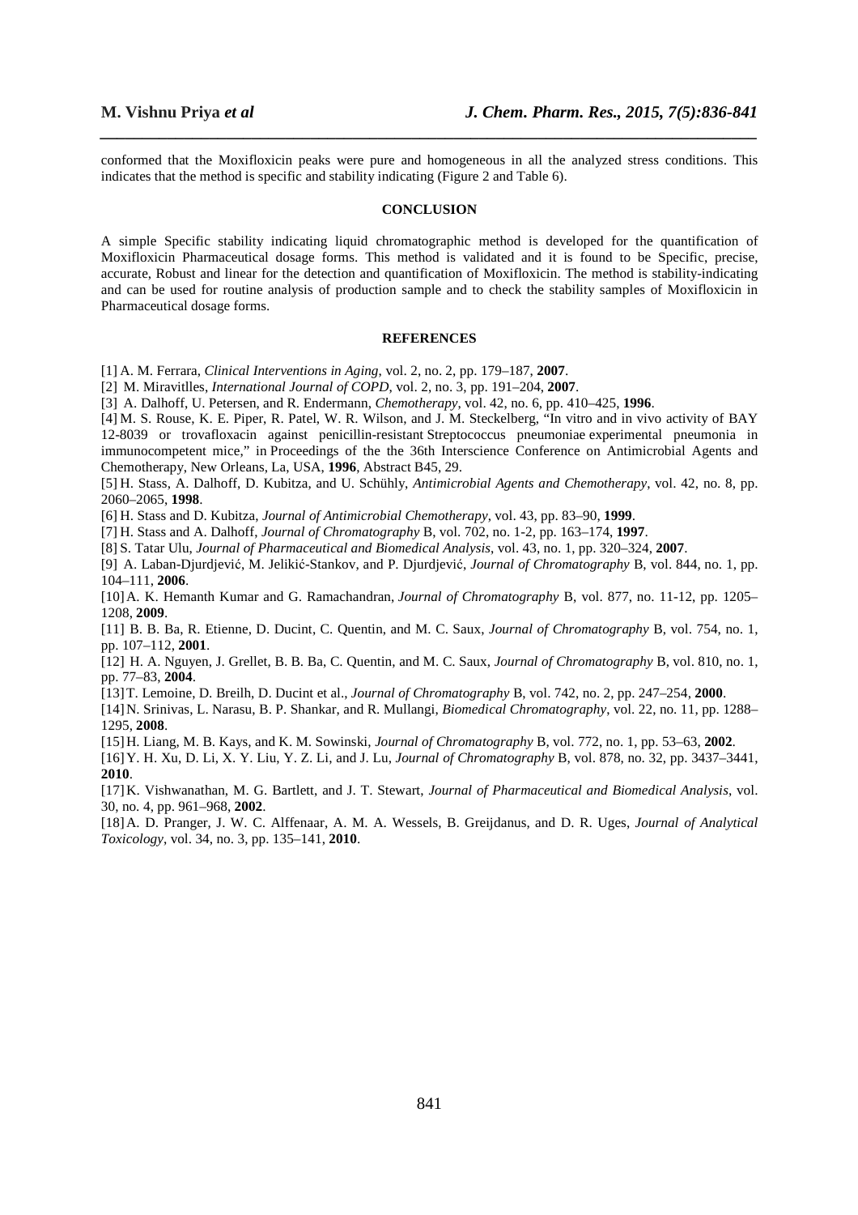conformed that the Moxifloxicin peaks were pure and homogeneous in all the analyzed stress conditions. This indicates that the method is specific and stability indicating (Figure 2 and Table 6).

## CONCLUSION

A simple Specific stability indicating liquid chromatographic method is developed for the quantification of Moxifloxicin Pharmaceutical dosage forms. This method is validated and it is found to be Specific, precise, accurate, Robust and linear for the detection and quantification of Moxifloxicin. The method is stability-indicating and can be used for routine analysis of production sample and to check the stability samples of Moxifloxicin in Pharmaceutical dosage forms.

## REFERENCES

[1] A. M. Ferrara, *Clinical Interventions in Aging*, vol. 2, no. 2, pp. 179–187, **2007**.

[2] M. Miravitlles, *International Journal of COPD*, vol. 2, no. 3, pp. 191–204, **2007**.

[3] A. Dalhoff, U. Petersen, and R. Endermann, *Chemotherapy*, vol. 42, no. 6, pp. 410–425, **1996**.

[4] M. S. Rouse, K. E. Piper, R. Patel, W. R. Wilson, and J. M. Steckelberg, "In vitro and in vivo activity of BAY 12-8039 or trovafloxacin against penicillin-resistant Streptococcus pneumoniae experimental pneumonia in immunocompetent mice," in Proceedings of the the 36th Interscience Conference on Antimicrobial Agents and Chemotherapy, New Orleans, La, USA, **1996**, Abstract B45, 29.

[5] H. Stass, A. Dalhoff, D. Kubitza, and U. Schühly, *Antimicrobial Agents and Chemotherapy*, vol. 42, no. 8, pp. 2060–2065, **1998**.

[6] H. Stass and D. Kubitza, *Journal of Antimicrobial Chemotherapy*, vol. 43, pp. 83–90, **1999**.

[7] H. Stass and A. Dalhoff, *Journal of Chromatography* B, vol. 702, no. 1-2, pp. 163–174, **1997**.

[8] S. Tatar Ulu, *Journal of Pharmaceutical and Biomedical Analysis*, vol. 43, no. 1, pp. 320–324, **2007**.

[9] A. Laban-Djurdjević, M. Jelikić-Stankov, and P. Djurdjević, *Journal of Chromatography* B, vol. 844, no. 1, pp. 104–111, **2006**.

[10] A. K. Hemanth Kumar and G. Ramachandran, *Journal of Chromatography* B, vol. 877, no. 11-12, pp. 1205–1208, **2009**.

[11] B. B. Ba, R. Etienne, D. Ducint, C. Quentin, and M. C. Saux, *Journal of Chromatography* B, vol. 754, no. 1, pp. 107–112, **2001**.

[12] H. A. Nguyen, J. Grellet, B. B. Ba, C. Quentin, and M. C. Saux, *Journal of Chromatography* B, vol. 810, no. 1, pp. 77–83, **2004**.

[13] T. Lemoine, D. Breilh, D. Ducint et al., *Journal of Chromatography* B, vol. 742, no. 2, pp. 247–254, **2000**.

[14] N. Srinivas, L. Narasu, B. P. Shankar, and R. Mullangi, *Biomedical Chromatography*, vol. 22, no. 11, pp. 1288–1295, **2008**.

[15] H. Liang, M. B. Kays, and K. M. Sowinski, *Journal of Chromatography* B, vol. 772, no. 1, pp. 53–63, **2002**.

[16] Y. H. Xu, D. Li, X. Y. Liu, Y. Z. Li, and J. Lu, *Journal of Chromatography* B, vol. 878, no. 32, pp. 3437–3441, **2010**.

[17] K. Vishwanathan, M. G. Bartlett, and J. T. Stewart, *Journal of Pharmaceutical and Biomedical Analysis*, vol. 30, no. 4, pp. 961–968, **2002**.

[18] A. D. Pranger, J. W. C. Alffenaar, A. M. A. Wessels, B. Greijdanus, and D. R. Uges, *Journal of Analytical Toxicology*, vol. 34, no. 3, pp. 135–141, **2010**.